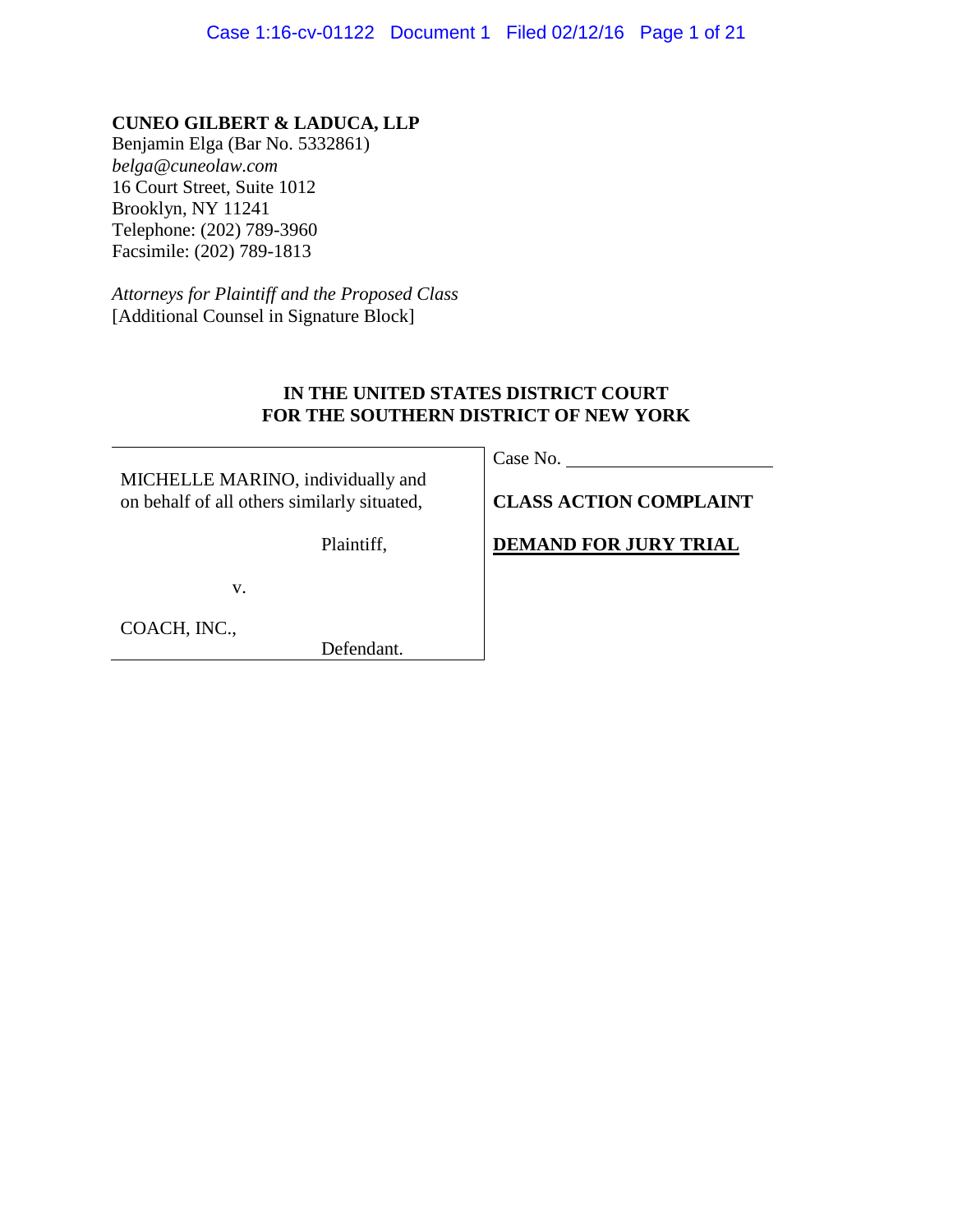**CUNEO GILBERT & LADUCA, LLP**
Benjamin Elga (Bar No. 5332861)
*belga@cuneolaw.com*
16 Court Street, Suite 1012
Brooklyn, NY 11241
Telephone: (202) 789-3960
Facsimile: (202) 789-1813

*Attorneys for Plaintiff and the Proposed Class*
[Additional Counsel in Signature Block]

**IN THE UNITED STATES DISTRICT COURT**
**FOR THE SOUTHERN DISTRICT OF NEW YORK**

| | |
|---|---|
| MICHELLE MARINO, individually and on behalf of all others similarly situated, | Case No. ____________ |
| Plaintiff, | **CLASS ACTION COMPLAINT** |
| v. | **DEMAND FOR JURY TRIAL** |
| COACH, INC., | |
| Defendant. | |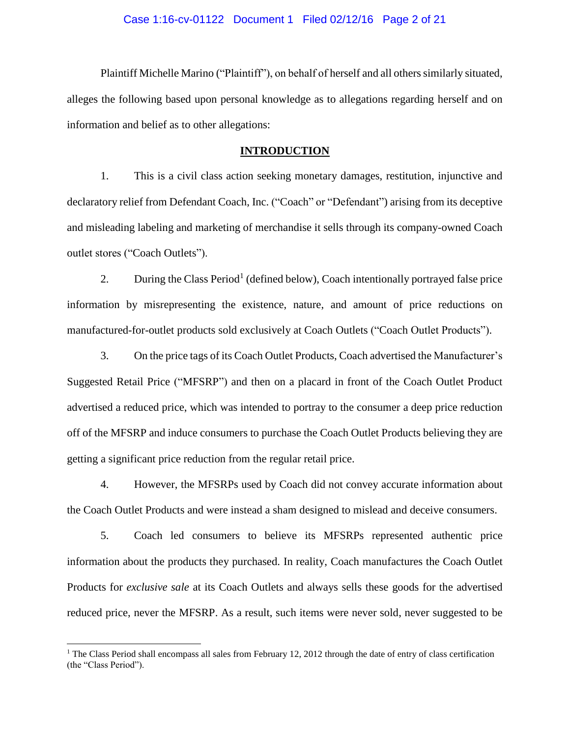Plaintiff Michelle Marino ("Plaintiff"), on behalf of herself and all others similarly situated, alleges the following based upon personal knowledge as to allegations regarding herself and on information and belief as to other allegations:

## INTRODUCTION

1. This is a civil class action seeking monetary damages, restitution, injunctive and declaratory relief from Defendant Coach, Inc. ("Coach" or "Defendant") arising from its deceptive and misleading labeling and marketing of merchandise it sells through its company-owned Coach outlet stores ("Coach Outlets").

2. During the Class Period[1] (defined below), Coach intentionally portrayed false price information by misrepresenting the existence, nature, and amount of price reductions on manufactured-for-outlet products sold exclusively at Coach Outlets ("Coach Outlet Products").

3. On the price tags of its Coach Outlet Products, Coach advertised the Manufacturer's Suggested Retail Price ("MFSRP") and then on a placard in front of the Coach Outlet Product advertised a reduced price, which was intended to portray to the consumer a deep price reduction off of the MFSRP and induce consumers to purchase the Coach Outlet Products believing they are getting a significant price reduction from the regular retail price.

4. However, the MFSRPs used by Coach did not convey accurate information about the Coach Outlet Products and were instead a sham designed to mislead and deceive consumers.

5. Coach led consumers to believe its MFSRPs represented authentic price information about the products they purchased. In reality, Coach manufactures the Coach Outlet Products for *exclusive sale* at its Coach Outlets and always sells these goods for the advertised reduced price, never the MFSRP. As a result, such items were never sold, never suggested to be

---

[1] The Class Period shall encompass all sales from February 12, 2012 through the date of entry of class certification (the "Class Period").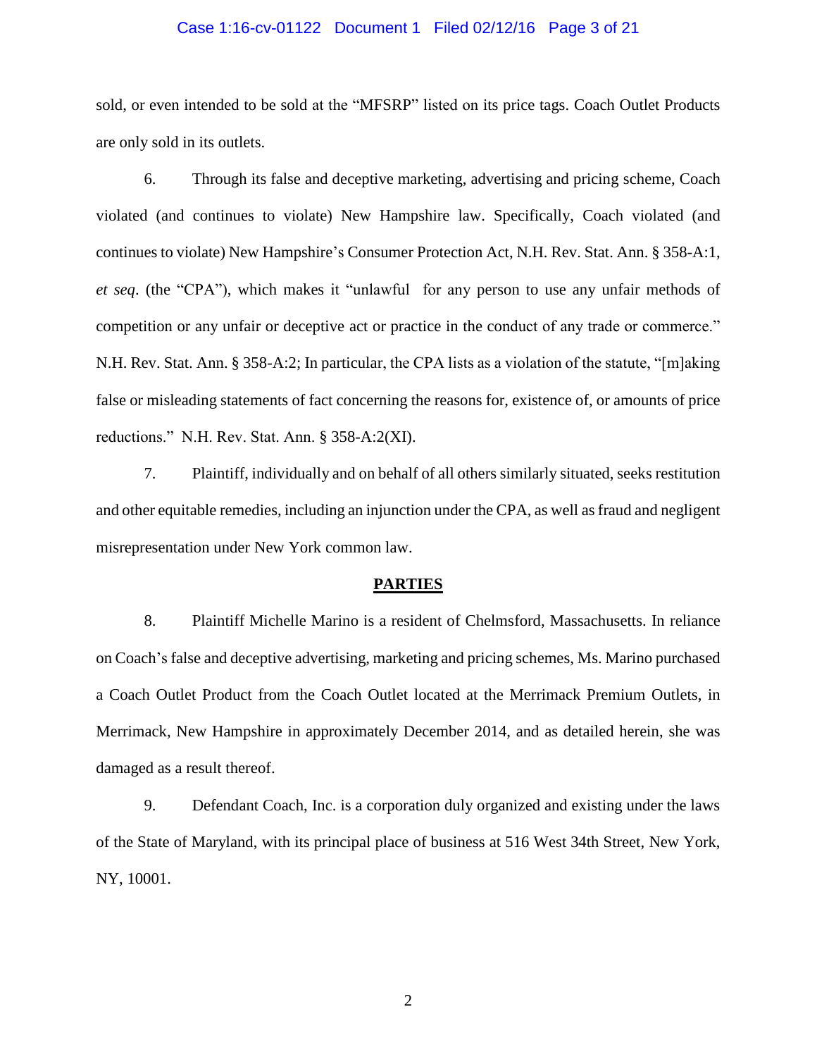sold, or even intended to be sold at the "MFSRP" listed on its price tags. Coach Outlet Products are only sold in its outlets.

6. Through its false and deceptive marketing, advertising and pricing scheme, Coach violated (and continues to violate) New Hampshire law. Specifically, Coach violated (and continues to violate) New Hampshire's Consumer Protection Act, N.H. Rev. Stat. Ann. § 358-A:1, *et seq*. (the "CPA"), which makes it "unlawful for any person to use any unfair methods of competition or any unfair or deceptive act or practice in the conduct of any trade or commerce." N.H. Rev. Stat. Ann. § 358-A:2; In particular, the CPA lists as a violation of the statute, "[m]aking false or misleading statements of fact concerning the reasons for, existence of, or amounts of price reductions." N.H. Rev. Stat. Ann. § 358-A:2(XI).

7. Plaintiff, individually and on behalf of all others similarly situated, seeks restitution and other equitable remedies, including an injunction under the CPA, as well as fraud and negligent misrepresentation under New York common law.

## PARTIES

8. Plaintiff Michelle Marino is a resident of Chelmsford, Massachusetts. In reliance on Coach's false and deceptive advertising, marketing and pricing schemes, Ms. Marino purchased a Coach Outlet Product from the Coach Outlet located at the Merrimack Premium Outlets, in Merrimack, New Hampshire in approximately December 2014, and as detailed herein, she was damaged as a result thereof.

9. Defendant Coach, Inc. is a corporation duly organized and existing under the laws of the State of Maryland, with its principal place of business at 516 West 34th Street, New York, NY, 10001.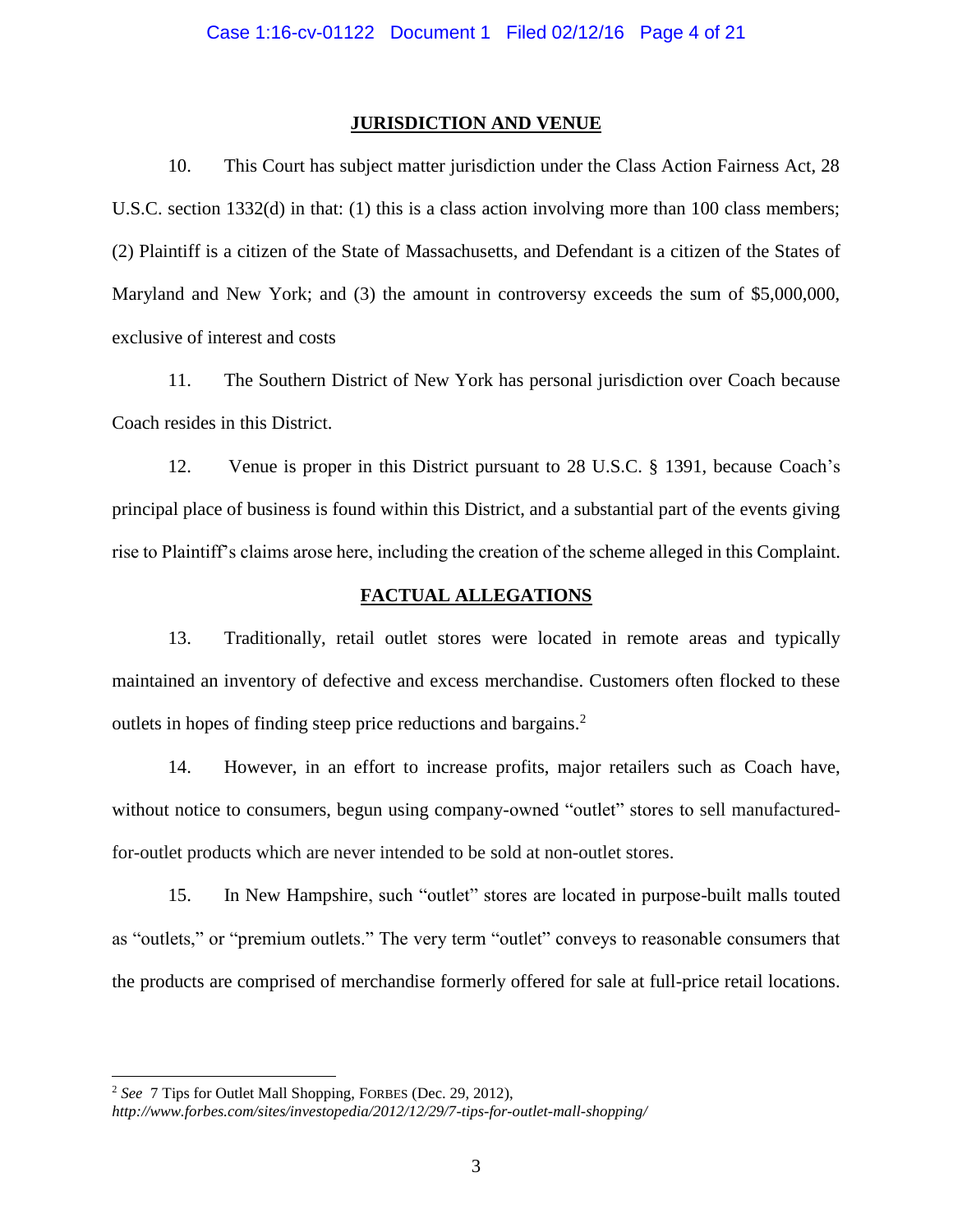## **JURISDICTION AND VENUE**

10. This Court has subject matter jurisdiction under the Class Action Fairness Act, 28 U.S.C. section 1332(d) in that: (1) this is a class action involving more than 100 class members; (2) Plaintiff is a citizen of the State of Massachusetts, and Defendant is a citizen of the States of Maryland and New York; and (3) the amount in controversy exceeds the sum of $5,000,000, exclusive of interest and costs

11. The Southern District of New York has personal jurisdiction over Coach because Coach resides in this District.

12. Venue is proper in this District pursuant to 28 U.S.C. § 1391, because Coach's principal place of business is found within this District, and a substantial part of the events giving rise to Plaintiff's claims arose here, including the creation of the scheme alleged in this Complaint.

## **FACTUAL ALLEGATIONS**

13. Traditionally, retail outlet stores were located in remote areas and typically maintained an inventory of defective and excess merchandise. Customers often flocked to these outlets in hopes of finding steep price reductions and bargains.[2]

14. However, in an effort to increase profits, major retailers such as Coach have, without notice to consumers, begun using company-owned "outlet" stores to sell manufactured-for-outlet products which are never intended to be sold at non-outlet stores.

15. In New Hampshire, such "outlet" stores are located in purpose-built malls touted as "outlets," or "premium outlets." The very term "outlet" conveys to reasonable consumers that the products are comprised of merchandise formerly offered for sale at full-price retail locations.

---

[2] *See* 7 Tips for Outlet Mall Shopping, FORBES (Dec. 29, 2012), *http://www.forbes.com/sites/investopedia/2012/12/29/7-tips-for-outlet-mall-shopping/*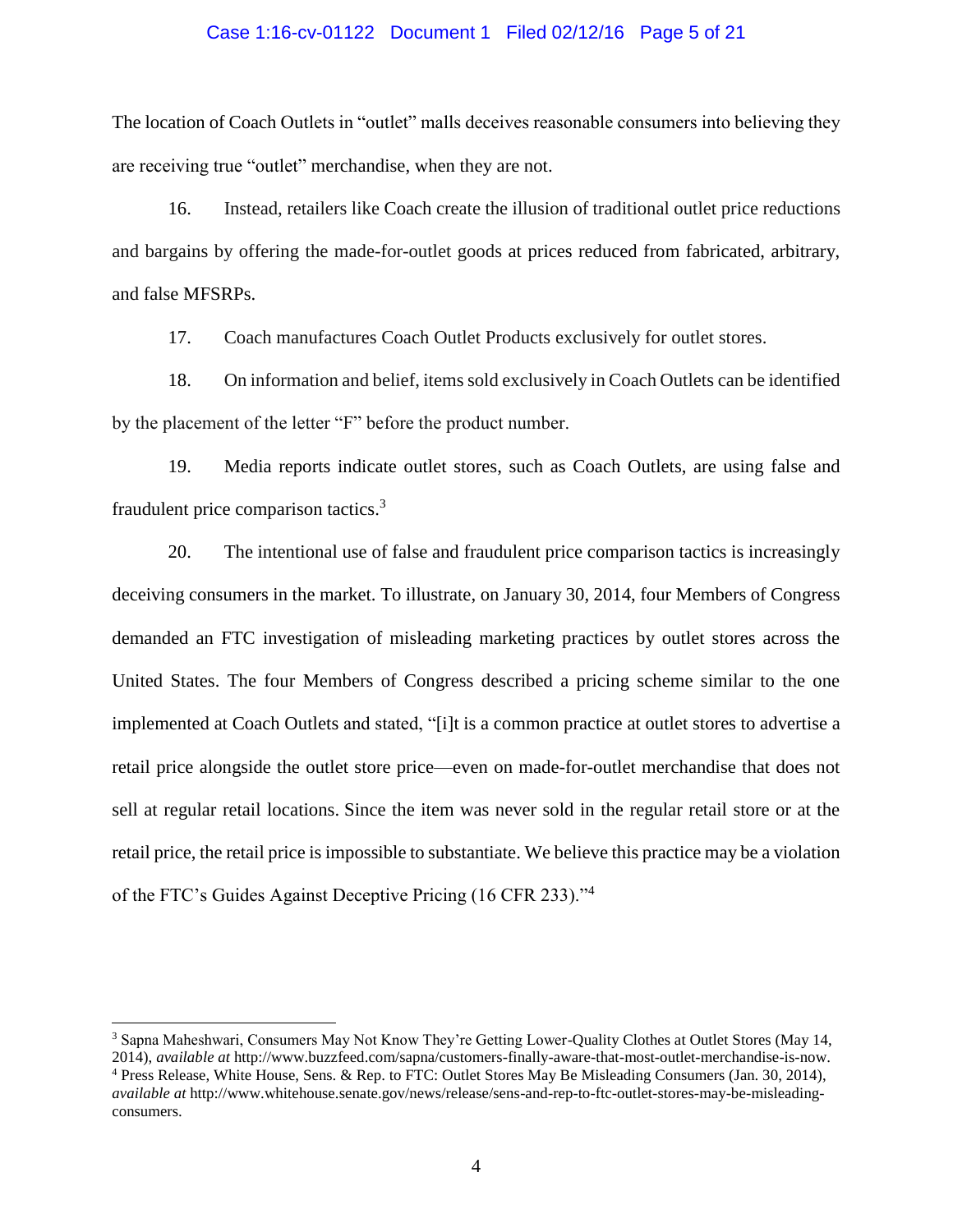The location of Coach Outlets in "outlet" malls deceives reasonable consumers into believing they are receiving true "outlet" merchandise, when they are not.

16. Instead, retailers like Coach create the illusion of traditional outlet price reductions and bargains by offering the made-for-outlet goods at prices reduced from fabricated, arbitrary, and false MFSRPs.

17. Coach manufactures Coach Outlet Products exclusively for outlet stores.

18. On information and belief, items sold exclusively in Coach Outlets can be identified by the placement of the letter "F" before the product number.

19. Media reports indicate outlet stores, such as Coach Outlets, are using false and fraudulent price comparison tactics.[3]

20. The intentional use of false and fraudulent price comparison tactics is increasingly deceiving consumers in the market. To illustrate, on January 30, 2014, four Members of Congress demanded an FTC investigation of misleading marketing practices by outlet stores across the United States. The four Members of Congress described a pricing scheme similar to the one implemented at Coach Outlets and stated, "[i]t is a common practice at outlet stores to advertise a retail price alongside the outlet store price—even on made-for-outlet merchandise that does not sell at regular retail locations. Since the item was never sold in the regular retail store or at the retail price, the retail price is impossible to substantiate. We believe this practice may be a violation of the FTC's Guides Against Deceptive Pricing (16 CFR 233)."[4]

---

[3] Sapna Maheshwari, Consumers May Not Know They're Getting Lower-Quality Clothes at Outlet Stores (May 14, 2014), *available at* http://www.buzzfeed.com/sapna/customers-finally-aware-that-most-outlet-merchandise-is-now.

[4] Press Release, White House, Sens. & Rep. to FTC: Outlet Stores May Be Misleading Consumers (Jan. 30, 2014), *available at* http://www.whitehouse.senate.gov/news/release/sens-and-rep-to-ftc-outlet-stores-may-be-misleading-consumers.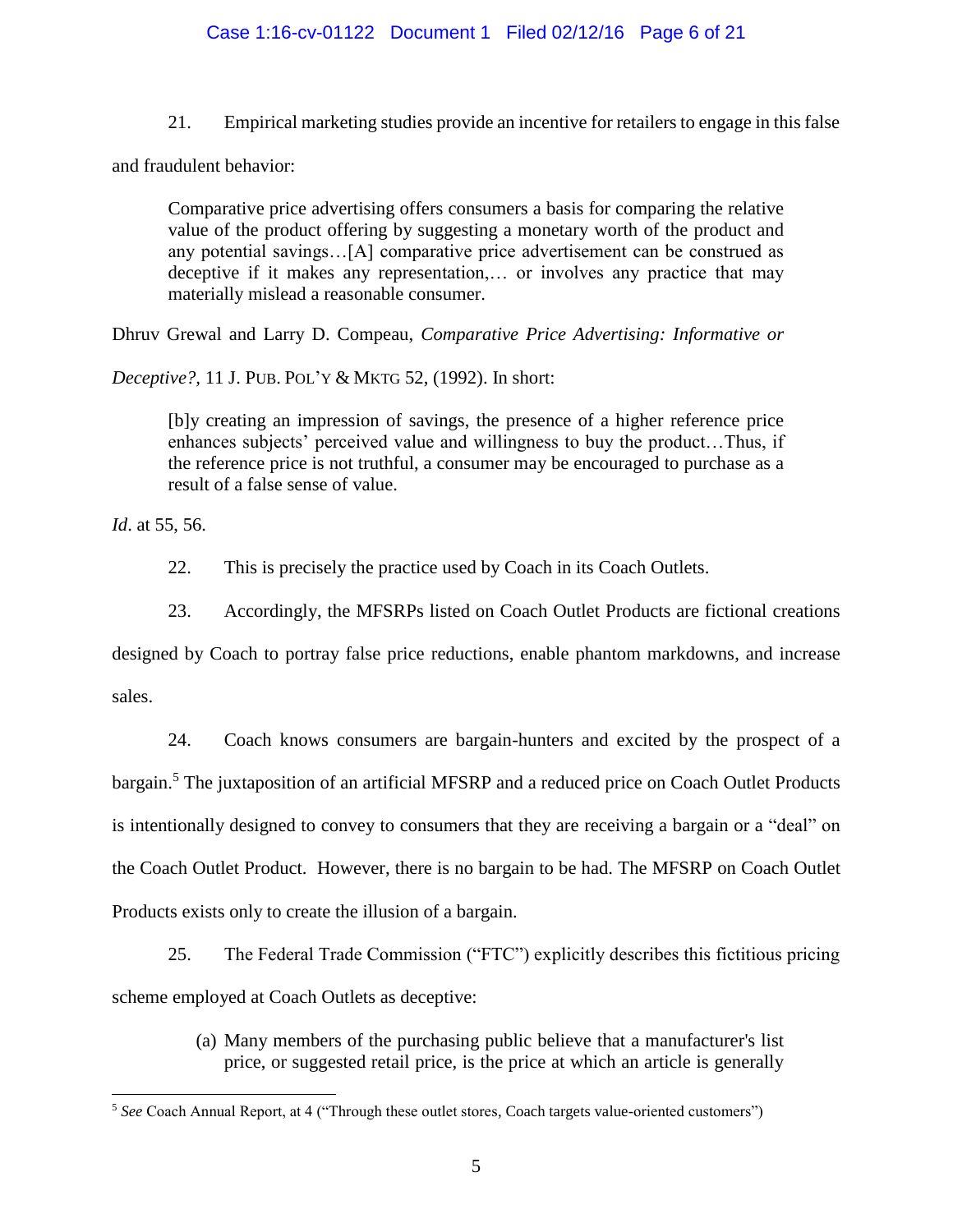21. Empirical marketing studies provide an incentive for retailers to engage in this false and fraudulent behavior:

> Comparative price advertising offers consumers a basis for comparing the relative value of the product offering by suggesting a monetary worth of the product and any potential savings…[A] comparative price advertisement can be construed as deceptive if it makes any representation,… or involves any practice that may materially mislead a reasonable consumer.

Dhruv Grewal and Larry D. Compeau, *Comparative Price Advertising: Informative or Deceptive?*, 11 J. PUB. POL'Y & MKTG 52, (1992). In short:

> [b]y creating an impression of savings, the presence of a higher reference price enhances subjects' perceived value and willingness to buy the product…Thus, if the reference price is not truthful, a consumer may be encouraged to purchase as a result of a false sense of value.

*Id*. at 55, 56.

22. This is precisely the practice used by Coach in its Coach Outlets.

23. Accordingly, the MFSRPs listed on Coach Outlet Products are fictional creations designed by Coach to portray false price reductions, enable phantom markdowns, and increase sales.

24. Coach knows consumers are bargain-hunters and excited by the prospect of a bargain.[5] The juxtaposition of an artificial MFSRP and a reduced price on Coach Outlet Products is intentionally designed to convey to consumers that they are receiving a bargain or a "deal" on the Coach Outlet Product. However, there is no bargain to be had. The MFSRP on Coach Outlet Products exists only to create the illusion of a bargain.

25. The Federal Trade Commission ("FTC") explicitly describes this fictitious pricing scheme employed at Coach Outlets as deceptive:

> (a) Many members of the purchasing public believe that a manufacturer's list price, or suggested retail price, is the price at which an article is generally

[5] *See* Coach Annual Report, at 4 ("Through these outlet stores, Coach targets value-oriented customers")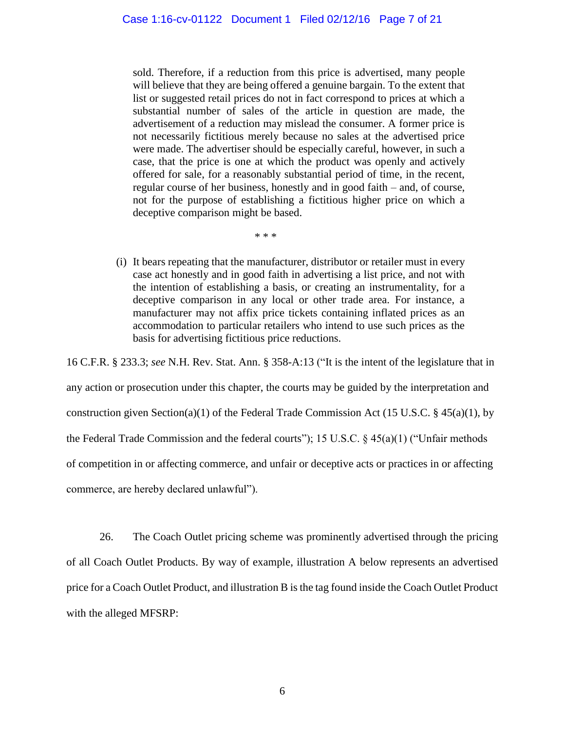> sold. Therefore, if a reduction from this price is advertised, many people will believe that they are being offered a genuine bargain. To the extent that list or suggested retail prices do not in fact correspond to prices at which a substantial number of sales of the article in question are made, the advertisement of a reduction may mislead the consumer. A former price is not necessarily fictitious merely because no sales at the advertised price were made. The advertiser should be especially careful, however, in such a case, that the price is one at which the product was openly and actively offered for sale, for a reasonably substantial period of time, in the recent, regular course of her business, honestly and in good faith – and, of course, not for the purpose of establishing a fictitious higher price on which a deceptive comparison might be based.
>
> \* \* \*
>
> (i) It bears repeating that the manufacturer, distributor or retailer must in every case act honestly and in good faith in advertising a list price, and not with the intention of establishing a basis, or creating an instrumentality, for a deceptive comparison in any local or other trade area. For instance, a manufacturer may not affix price tickets containing inflated prices as an accommodation to particular retailers who intend to use such prices as the basis for advertising fictitious price reductions.

16 C.F.R. § 233.3; *see* N.H. Rev. Stat. Ann. § 358-A:13 ("It is the intent of the legislature that in any action or prosecution under this chapter, the courts may be guided by the interpretation and construction given Section(a)(1) of the Federal Trade Commission Act (15 U.S.C. § 45(a)(1), by the Federal Trade Commission and the federal courts"); 15 U.S.C. § 45(a)(1) ("Unfair methods of competition in or affecting commerce, and unfair or deceptive acts or practices in or affecting commerce, are hereby declared unlawful").

26. The Coach Outlet pricing scheme was prominently advertised through the pricing of all Coach Outlet Products. By way of example, illustration A below represents an advertised price for a Coach Outlet Product, and illustration B is the tag found inside the Coach Outlet Product with the alleged MFSRP: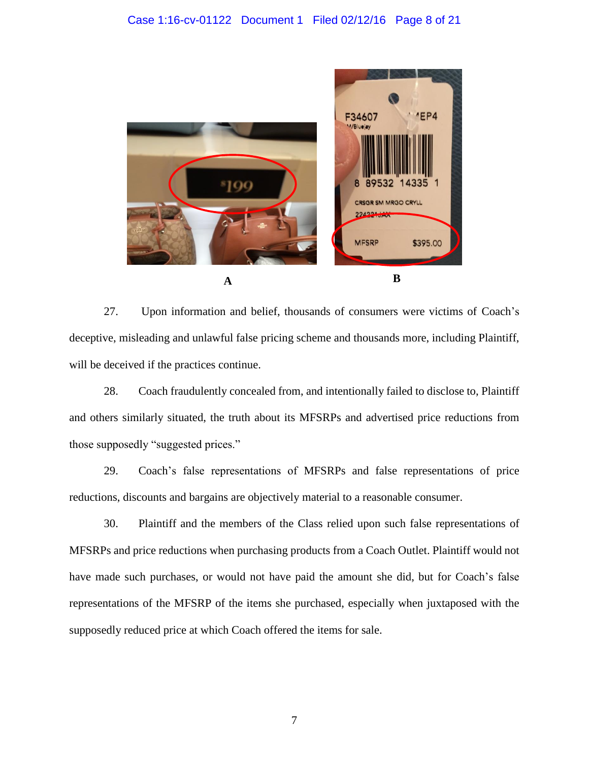A

B

27. Upon information and belief, thousands of consumers were victims of Coach's deceptive, misleading and unlawful false pricing scheme and thousands more, including Plaintiff, will be deceived if the practices continue.

28. Coach fraudulently concealed from, and intentionally failed to disclose to, Plaintiff and others similarly situated, the truth about its MFSRPs and advertised price reductions from those supposedly "suggested prices."

29. Coach's false representations of MFSRPs and false representations of price reductions, discounts and bargains are objectively material to a reasonable consumer.

30. Plaintiff and the members of the Class relied upon such false representations of MFSRPs and price reductions when purchasing products from a Coach Outlet. Plaintiff would not have made such purchases, or would not have paid the amount she did, but for Coach's false representations of the MFSRP of the items she purchased, especially when juxtaposed with the supposedly reduced price at which Coach offered the items for sale.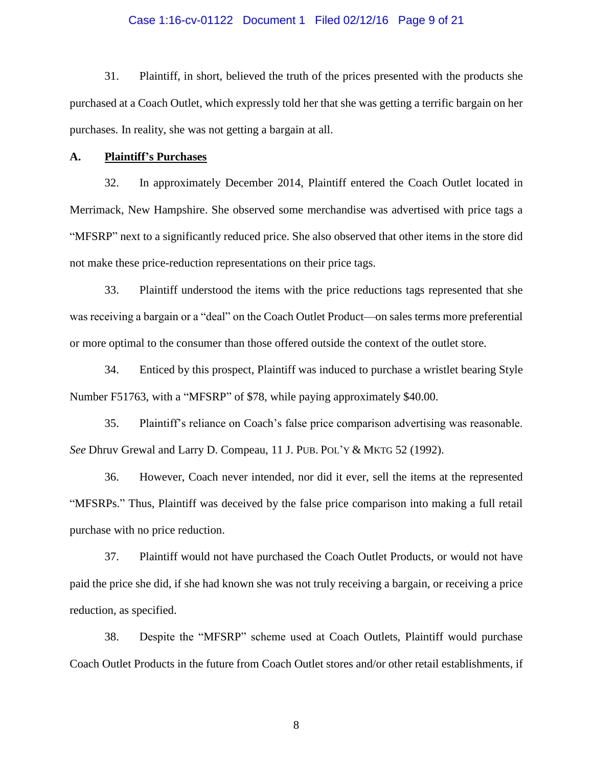31. Plaintiff, in short, believed the truth of the prices presented with the products she purchased at a Coach Outlet, which expressly told her that she was getting a terrific bargain on her purchases. In reality, she was not getting a bargain at all.

**A. <u>Plaintiff's Purchases</u>**

32. In approximately December 2014, Plaintiff entered the Coach Outlet located in Merrimack, New Hampshire. She observed some merchandise was advertised with price tags a "MFSRP" next to a significantly reduced price. She also observed that other items in the store did not make these price-reduction representations on their price tags.

33. Plaintiff understood the items with the price reductions tags represented that she was receiving a bargain or a "deal" on the Coach Outlet Product—on sales terms more preferential or more optimal to the consumer than those offered outside the context of the outlet store.

34. Enticed by this prospect, Plaintiff was induced to purchase a wristlet bearing Style Number F51763, with a "MFSRP" of $78, while paying approximately $40.00.

35. Plaintiff's reliance on Coach's false price comparison advertising was reasonable. *See* Dhruv Grewal and Larry D. Compeau, 11 J. PUB. POL'Y & MKTG 52 (1992).

36. However, Coach never intended, nor did it ever, sell the items at the represented "MFSRPs." Thus, Plaintiff was deceived by the false price comparison into making a full retail purchase with no price reduction.

37. Plaintiff would not have purchased the Coach Outlet Products, or would not have paid the price she did, if she had known she was not truly receiving a bargain, or receiving a price reduction, as specified.

38. Despite the "MFSRP" scheme used at Coach Outlets, Plaintiff would purchase Coach Outlet Products in the future from Coach Outlet stores and/or other retail establishments, if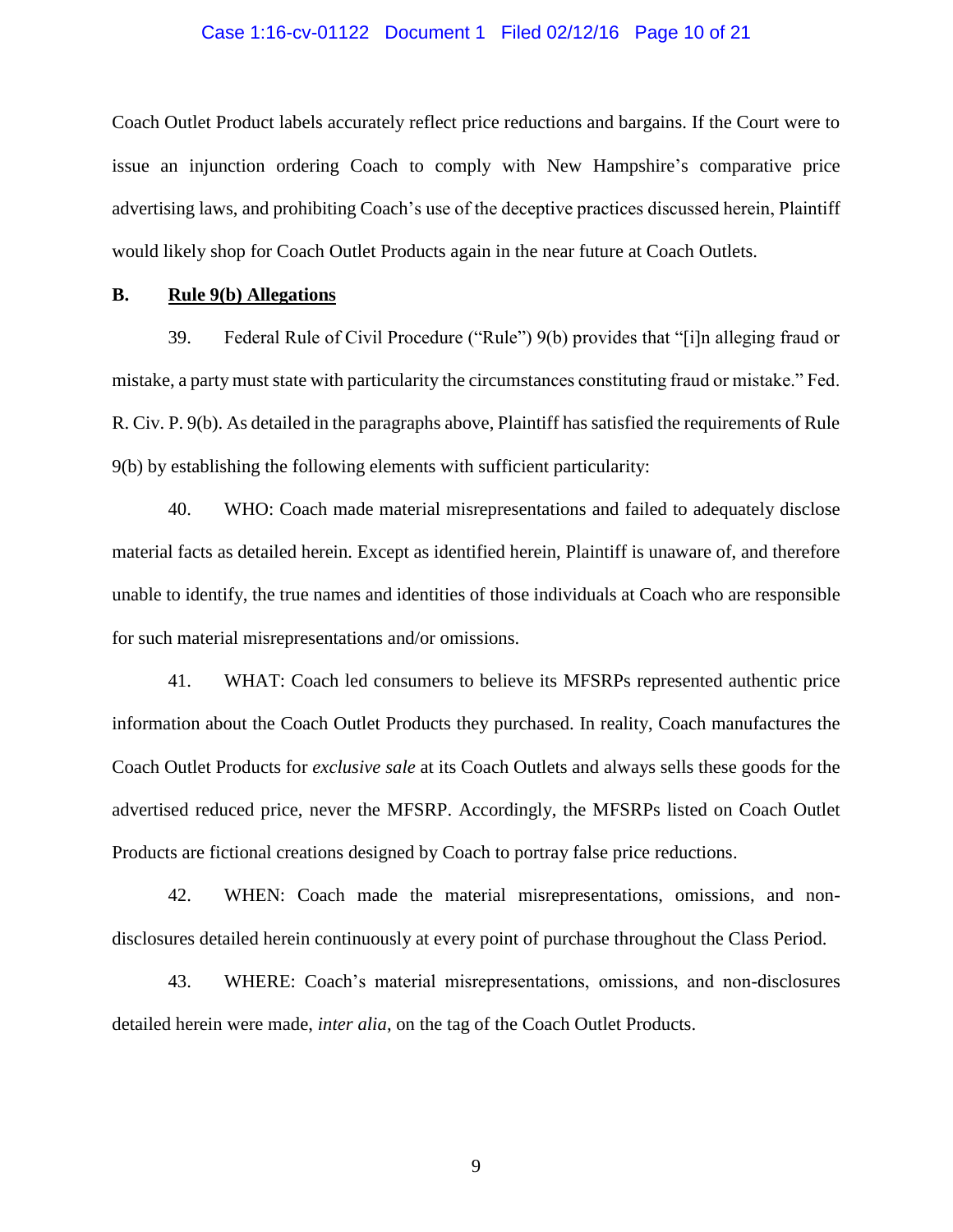Coach Outlet Product labels accurately reflect price reductions and bargains. If the Court were to issue an injunction ordering Coach to comply with New Hampshire's comparative price advertising laws, and prohibiting Coach's use of the deceptive practices discussed herein, Plaintiff would likely shop for Coach Outlet Products again in the near future at Coach Outlets.

**B. <u>Rule 9(b) Allegations</u>**

39. Federal Rule of Civil Procedure ("Rule") 9(b) provides that "[i]n alleging fraud or mistake, a party must state with particularity the circumstances constituting fraud or mistake." Fed. R. Civ. P. 9(b). As detailed in the paragraphs above, Plaintiff has satisfied the requirements of Rule 9(b) by establishing the following elements with sufficient particularity:

40. WHO: Coach made material misrepresentations and failed to adequately disclose material facts as detailed herein. Except as identified herein, Plaintiff is unaware of, and therefore unable to identify, the true names and identities of those individuals at Coach who are responsible for such material misrepresentations and/or omissions.

41. WHAT: Coach led consumers to believe its MFSRPs represented authentic price information about the Coach Outlet Products they purchased. In reality, Coach manufactures the Coach Outlet Products for *exclusive sale* at its Coach Outlets and always sells these goods for the advertised reduced price, never the MFSRP. Accordingly, the MFSRPs listed on Coach Outlet Products are fictional creations designed by Coach to portray false price reductions.

42. WHEN: Coach made the material misrepresentations, omissions, and non-disclosures detailed herein continuously at every point of purchase throughout the Class Period.

43. WHERE: Coach's material misrepresentations, omissions, and non-disclosures detailed herein were made, *inter alia*, on the tag of the Coach Outlet Products.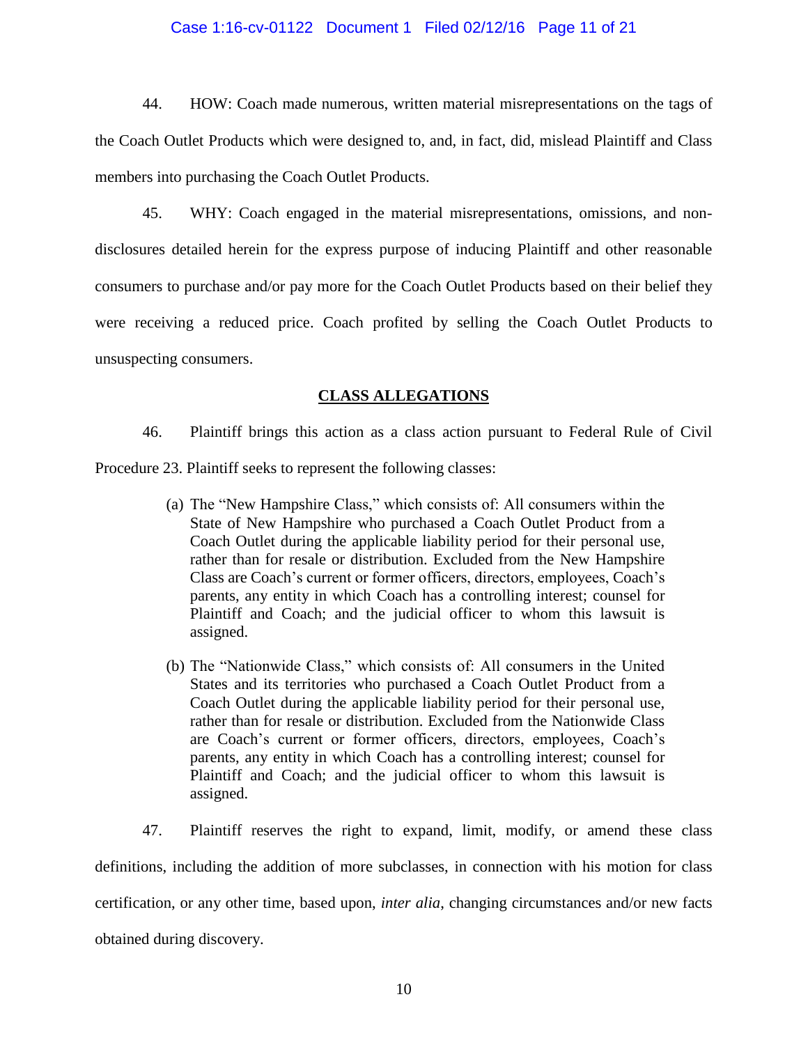44. HOW: Coach made numerous, written material misrepresentations on the tags of the Coach Outlet Products which were designed to, and, in fact, did, mislead Plaintiff and Class members into purchasing the Coach Outlet Products.

45. WHY: Coach engaged in the material misrepresentations, omissions, and non-disclosures detailed herein for the express purpose of inducing Plaintiff and other reasonable consumers to purchase and/or pay more for the Coach Outlet Products based on their belief they were receiving a reduced price. Coach profited by selling the Coach Outlet Products to unsuspecting consumers.

## **CLASS ALLEGATIONS**

46. Plaintiff brings this action as a class action pursuant to Federal Rule of Civil Procedure 23. Plaintiff seeks to represent the following classes:

> (a) The "New Hampshire Class," which consists of: All consumers within the State of New Hampshire who purchased a Coach Outlet Product from a Coach Outlet during the applicable liability period for their personal use, rather than for resale or distribution. Excluded from the New Hampshire Class are Coach's current or former officers, directors, employees, Coach's parents, any entity in which Coach has a controlling interest; counsel for Plaintiff and Coach; and the judicial officer to whom this lawsuit is assigned.
>
> (b) The "Nationwide Class," which consists of: All consumers in the United States and its territories who purchased a Coach Outlet Product from a Coach Outlet during the applicable liability period for their personal use, rather than for resale or distribution. Excluded from the Nationwide Class are Coach's current or former officers, directors, employees, Coach's parents, any entity in which Coach has a controlling interest; counsel for Plaintiff and Coach; and the judicial officer to whom this lawsuit is assigned.

47. Plaintiff reserves the right to expand, limit, modify, or amend these class definitions, including the addition of more subclasses, in connection with his motion for class certification, or any other time, based upon, *inter alia*, changing circumstances and/or new facts obtained during discovery.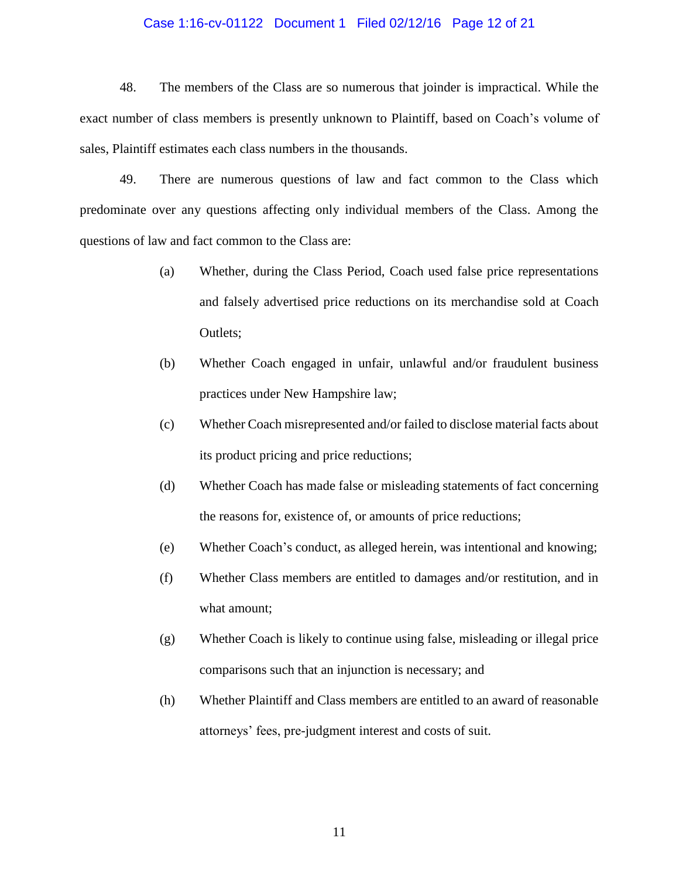48. The members of the Class are so numerous that joinder is impractical. While the exact number of class members is presently unknown to Plaintiff, based on Coach's volume of sales, Plaintiff estimates each class numbers in the thousands.

49. There are numerous questions of law and fact common to the Class which predominate over any questions affecting only individual members of the Class. Among the questions of law and fact common to the Class are:

(a) Whether, during the Class Period, Coach used false price representations and falsely advertised price reductions on its merchandise sold at Coach Outlets;

(b) Whether Coach engaged in unfair, unlawful and/or fraudulent business practices under New Hampshire law;

(c) Whether Coach misrepresented and/or failed to disclose material facts about its product pricing and price reductions;

(d) Whether Coach has made false or misleading statements of fact concerning the reasons for, existence of, or amounts of price reductions;

(e) Whether Coach's conduct, as alleged herein, was intentional and knowing;

(f) Whether Class members are entitled to damages and/or restitution, and in what amount;

(g) Whether Coach is likely to continue using false, misleading or illegal price comparisons such that an injunction is necessary; and

(h) Whether Plaintiff and Class members are entitled to an award of reasonable attorneys' fees, pre-judgment interest and costs of suit.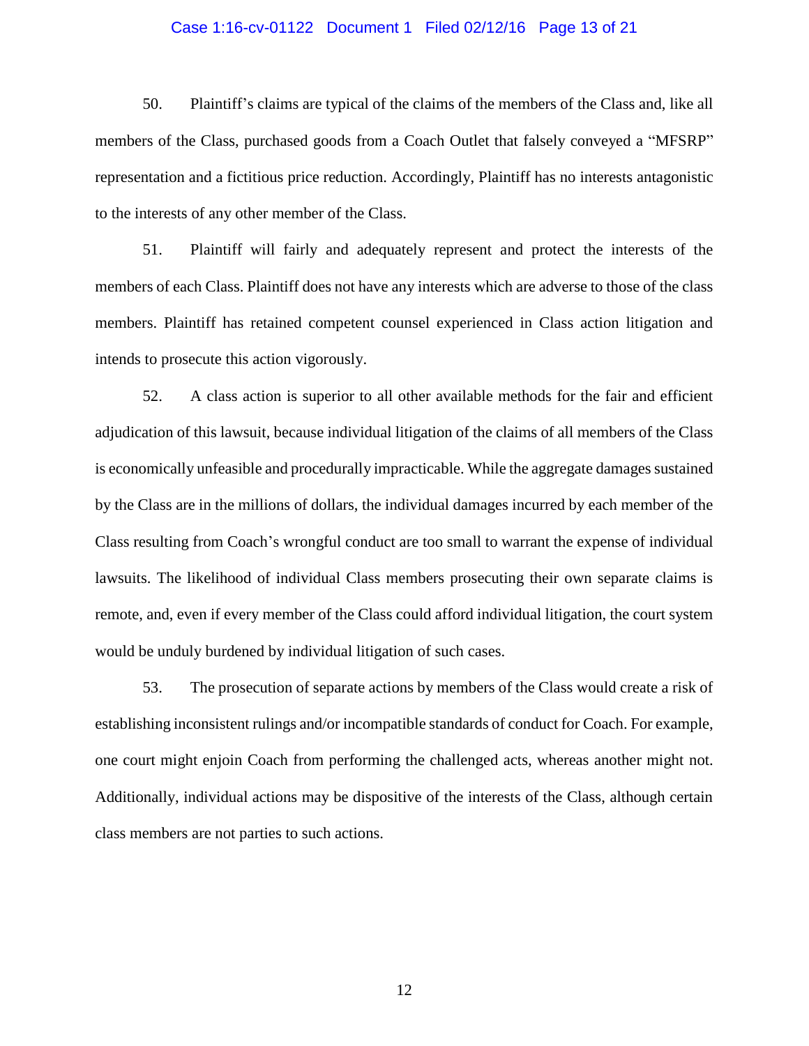50. Plaintiff's claims are typical of the claims of the members of the Class and, like all members of the Class, purchased goods from a Coach Outlet that falsely conveyed a "MFSRP" representation and a fictitious price reduction. Accordingly, Plaintiff has no interests antagonistic to the interests of any other member of the Class.

51. Plaintiff will fairly and adequately represent and protect the interests of the members of each Class. Plaintiff does not have any interests which are adverse to those of the class members. Plaintiff has retained competent counsel experienced in Class action litigation and intends to prosecute this action vigorously.

52. A class action is superior to all other available methods for the fair and efficient adjudication of this lawsuit, because individual litigation of the claims of all members of the Class is economically unfeasible and procedurally impracticable. While the aggregate damages sustained by the Class are in the millions of dollars, the individual damages incurred by each member of the Class resulting from Coach's wrongful conduct are too small to warrant the expense of individual lawsuits. The likelihood of individual Class members prosecuting their own separate claims is remote, and, even if every member of the Class could afford individual litigation, the court system would be unduly burdened by individual litigation of such cases.

53. The prosecution of separate actions by members of the Class would create a risk of establishing inconsistent rulings and/or incompatible standards of conduct for Coach. For example, one court might enjoin Coach from performing the challenged acts, whereas another might not. Additionally, individual actions may be dispositive of the interests of the Class, although certain class members are not parties to such actions.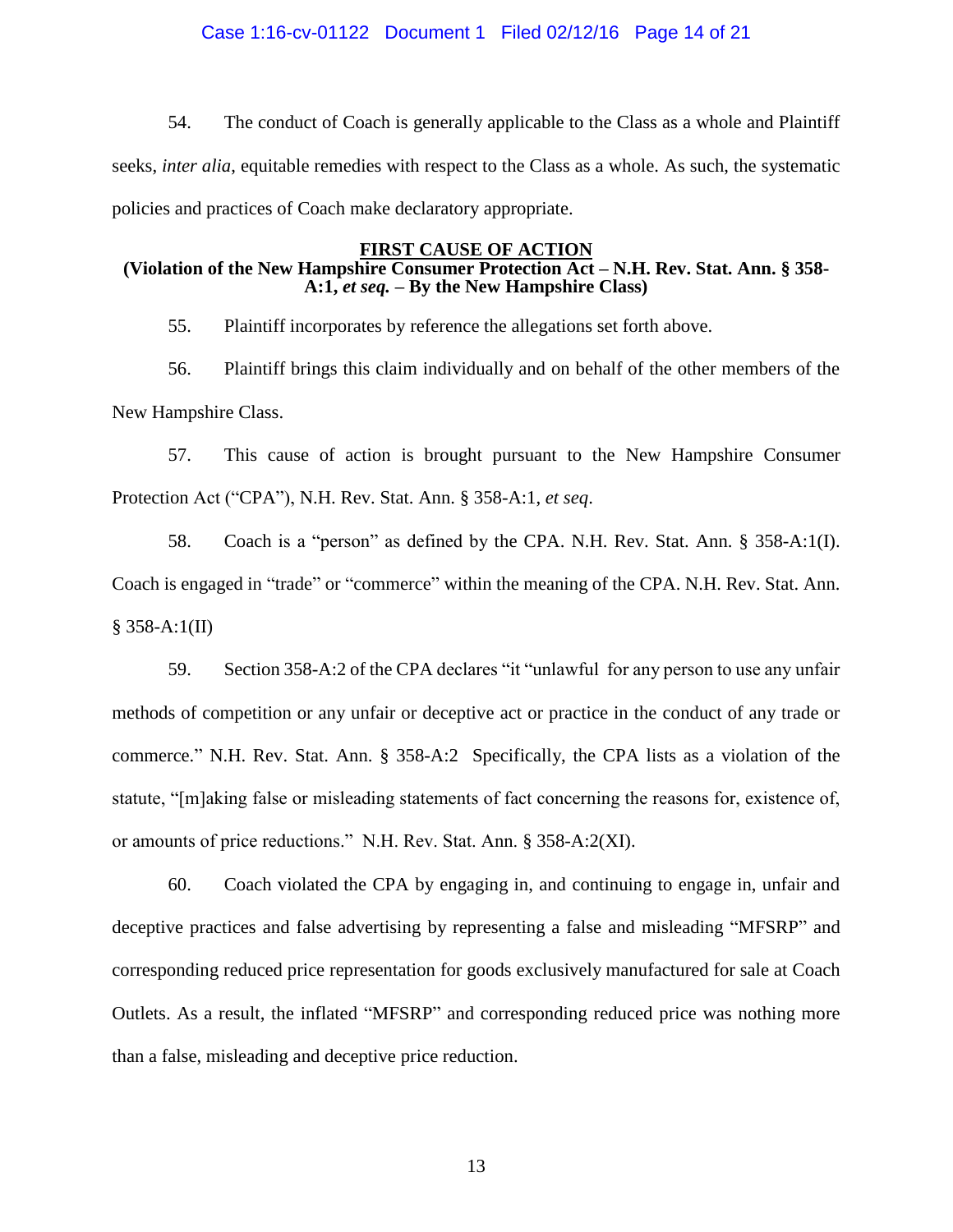54. The conduct of Coach is generally applicable to the Class as a whole and Plaintiff seeks, *inter alia*, equitable remedies with respect to the Class as a whole. As such, the systematic policies and practices of Coach make declaratory appropriate.

**FIRST CAUSE OF ACTION**
**(Violation of the New Hampshire Consumer Protection Act – N.H. Rev. Stat. Ann. § 358-A:1, *et seq.* – By the New Hampshire Class)**

55. Plaintiff incorporates by reference the allegations set forth above.

56. Plaintiff brings this claim individually and on behalf of the other members of the New Hampshire Class.

57. This cause of action is brought pursuant to the New Hampshire Consumer Protection Act ("CPA"), N.H. Rev. Stat. Ann. § 358-A:1, *et seq*.

58. Coach is a "person" as defined by the CPA. N.H. Rev. Stat. Ann. § 358-A:1(I). Coach is engaged in "trade" or "commerce" within the meaning of the CPA. N.H. Rev. Stat. Ann. § 358-A:1(II)

59. Section 358-A:2 of the CPA declares "it "unlawful for any person to use any unfair methods of competition or any unfair or deceptive act or practice in the conduct of any trade or commerce." N.H. Rev. Stat. Ann. § 358-A:2 Specifically, the CPA lists as a violation of the statute, "[m]aking false or misleading statements of fact concerning the reasons for, existence of, or amounts of price reductions." N.H. Rev. Stat. Ann. § 358-A:2(XI).

60. Coach violated the CPA by engaging in, and continuing to engage in, unfair and deceptive practices and false advertising by representing a false and misleading "MFSRP" and corresponding reduced price representation for goods exclusively manufactured for sale at Coach Outlets. As a result, the inflated "MFSRP" and corresponding reduced price was nothing more than a false, misleading and deceptive price reduction.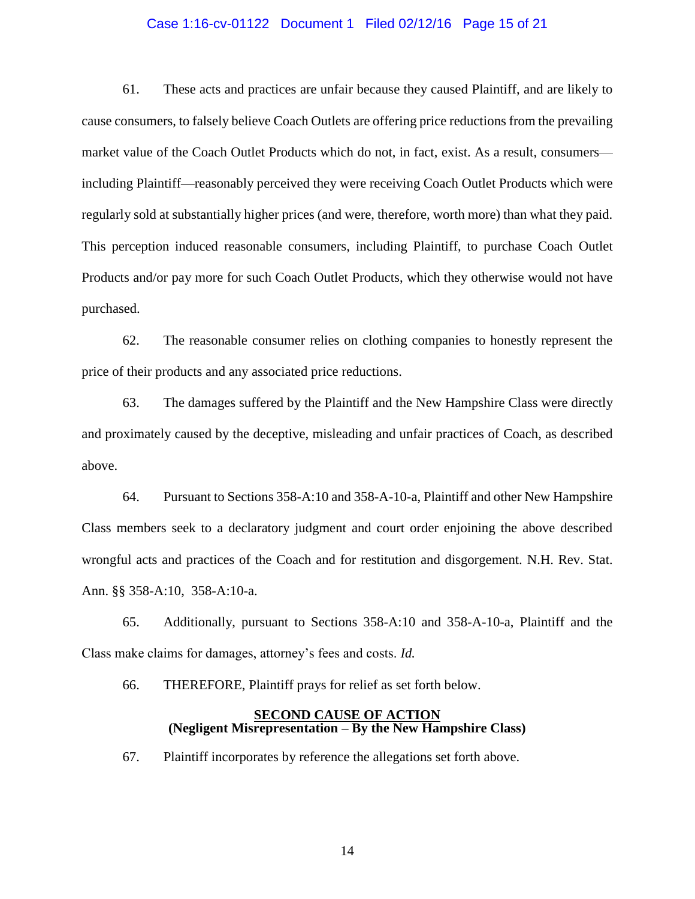61. These acts and practices are unfair because they caused Plaintiff, and are likely to cause consumers, to falsely believe Coach Outlets are offering price reductions from the prevailing market value of the Coach Outlet Products which do not, in fact, exist. As a result, consumers—including Plaintiff—reasonably perceived they were receiving Coach Outlet Products which were regularly sold at substantially higher prices (and were, therefore, worth more) than what they paid. This perception induced reasonable consumers, including Plaintiff, to purchase Coach Outlet Products and/or pay more for such Coach Outlet Products, which they otherwise would not have purchased.

62. The reasonable consumer relies on clothing companies to honestly represent the price of their products and any associated price reductions.

63. The damages suffered by the Plaintiff and the New Hampshire Class were directly and proximately caused by the deceptive, misleading and unfair practices of Coach, as described above.

64. Pursuant to Sections 358-A:10 and 358-A-10-a, Plaintiff and other New Hampshire Class members seek to a declaratory judgment and court order enjoining the above described wrongful acts and practices of the Coach and for restitution and disgorgement. N.H. Rev. Stat. Ann. §§ 358-A:10, 358-A:10-a.

65. Additionally, pursuant to Sections 358-A:10 and 358-A-10-a, Plaintiff and the Class make claims for damages, attorney's fees and costs. *Id.*

66. THEREFORE, Plaintiff prays for relief as set forth below.

## SECOND CAUSE OF ACTION
**(Negligent Misrepresentation – By the New Hampshire Class)**

67. Plaintiff incorporates by reference the allegations set forth above.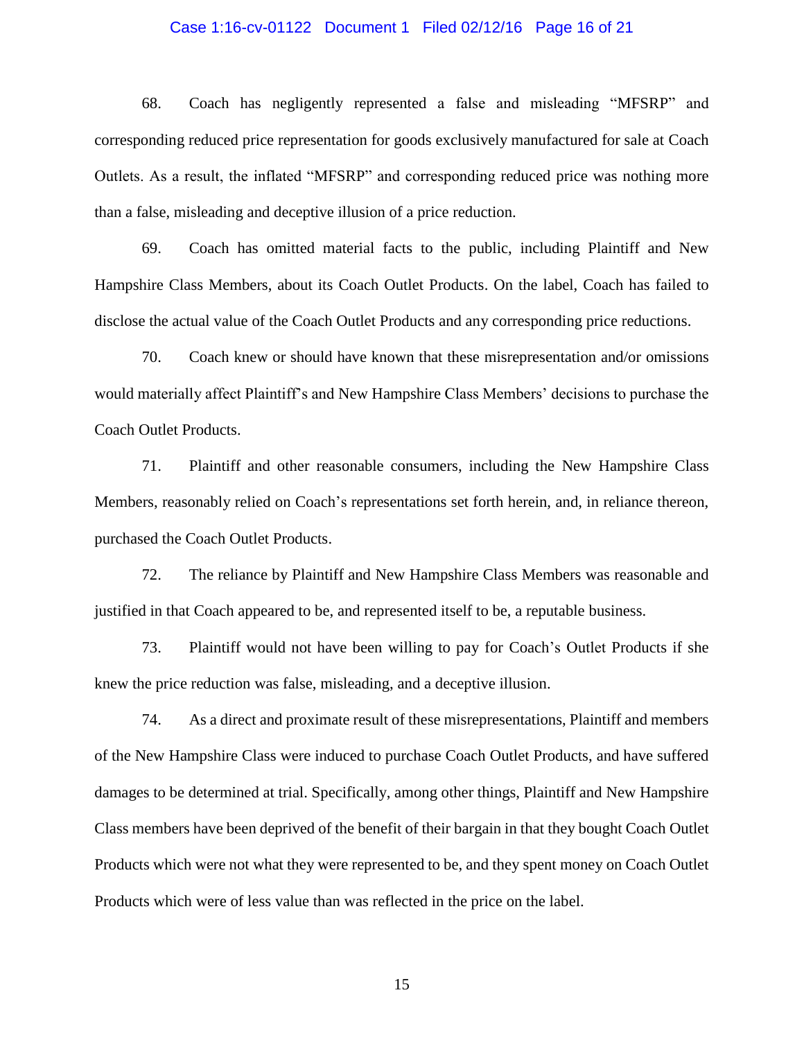68. Coach has negligently represented a false and misleading "MFSRP" and corresponding reduced price representation for goods exclusively manufactured for sale at Coach Outlets. As a result, the inflated "MFSRP" and corresponding reduced price was nothing more than a false, misleading and deceptive illusion of a price reduction.

69. Coach has omitted material facts to the public, including Plaintiff and New Hampshire Class Members, about its Coach Outlet Products. On the label, Coach has failed to disclose the actual value of the Coach Outlet Products and any corresponding price reductions.

70. Coach knew or should have known that these misrepresentation and/or omissions would materially affect Plaintiff's and New Hampshire Class Members' decisions to purchase the Coach Outlet Products.

71. Plaintiff and other reasonable consumers, including the New Hampshire Class Members, reasonably relied on Coach's representations set forth herein, and, in reliance thereon, purchased the Coach Outlet Products.

72. The reliance by Plaintiff and New Hampshire Class Members was reasonable and justified in that Coach appeared to be, and represented itself to be, a reputable business.

73. Plaintiff would not have been willing to pay for Coach's Outlet Products if she knew the price reduction was false, misleading, and a deceptive illusion.

74. As a direct and proximate result of these misrepresentations, Plaintiff and members of the New Hampshire Class were induced to purchase Coach Outlet Products, and have suffered damages to be determined at trial. Specifically, among other things, Plaintiff and New Hampshire Class members have been deprived of the benefit of their bargain in that they bought Coach Outlet Products which were not what they were represented to be, and they spent money on Coach Outlet Products which were of less value than was reflected in the price on the label.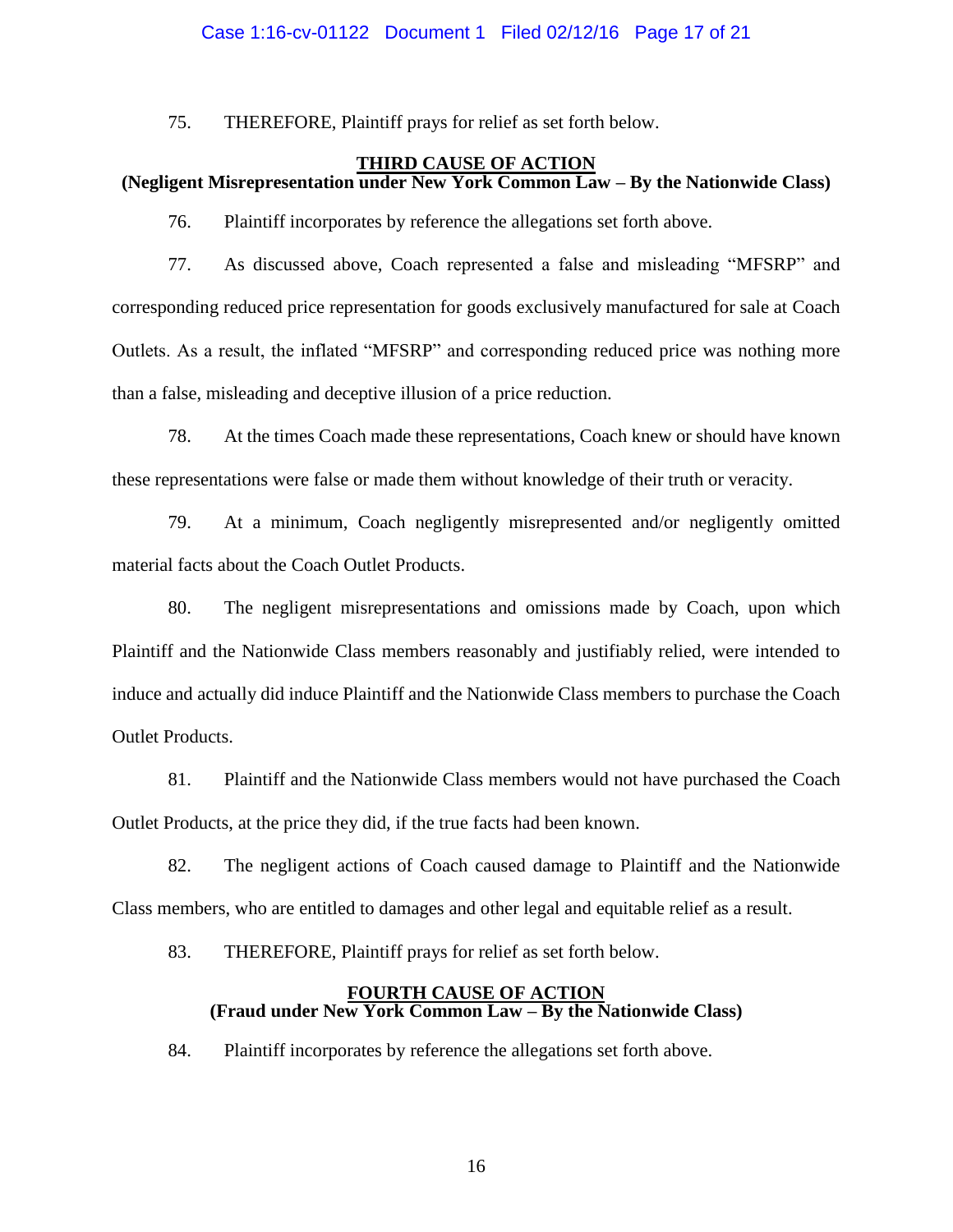75. THEREFORE, Plaintiff prays for relief as set forth below.

**THIRD CAUSE OF ACTION**
**(Negligent Misrepresentation under New York Common Law – By the Nationwide Class)**

76. Plaintiff incorporates by reference the allegations set forth above.

77. As discussed above, Coach represented a false and misleading "MFSRP" and corresponding reduced price representation for goods exclusively manufactured for sale at Coach Outlets. As a result, the inflated "MFSRP" and corresponding reduced price was nothing more than a false, misleading and deceptive illusion of a price reduction.

78. At the times Coach made these representations, Coach knew or should have known these representations were false or made them without knowledge of their truth or veracity.

79. At a minimum, Coach negligently misrepresented and/or negligently omitted material facts about the Coach Outlet Products.

80. The negligent misrepresentations and omissions made by Coach, upon which Plaintiff and the Nationwide Class members reasonably and justifiably relied, were intended to induce and actually did induce Plaintiff and the Nationwide Class members to purchase the Coach Outlet Products.

81. Plaintiff and the Nationwide Class members would not have purchased the Coach Outlet Products, at the price they did, if the true facts had been known.

82. The negligent actions of Coach caused damage to Plaintiff and the Nationwide Class members, who are entitled to damages and other legal and equitable relief as a result.

83. THEREFORE, Plaintiff prays for relief as set forth below.

**FOURTH CAUSE OF ACTION**
**(Fraud under New York Common Law – By the Nationwide Class)**

84. Plaintiff incorporates by reference the allegations set forth above.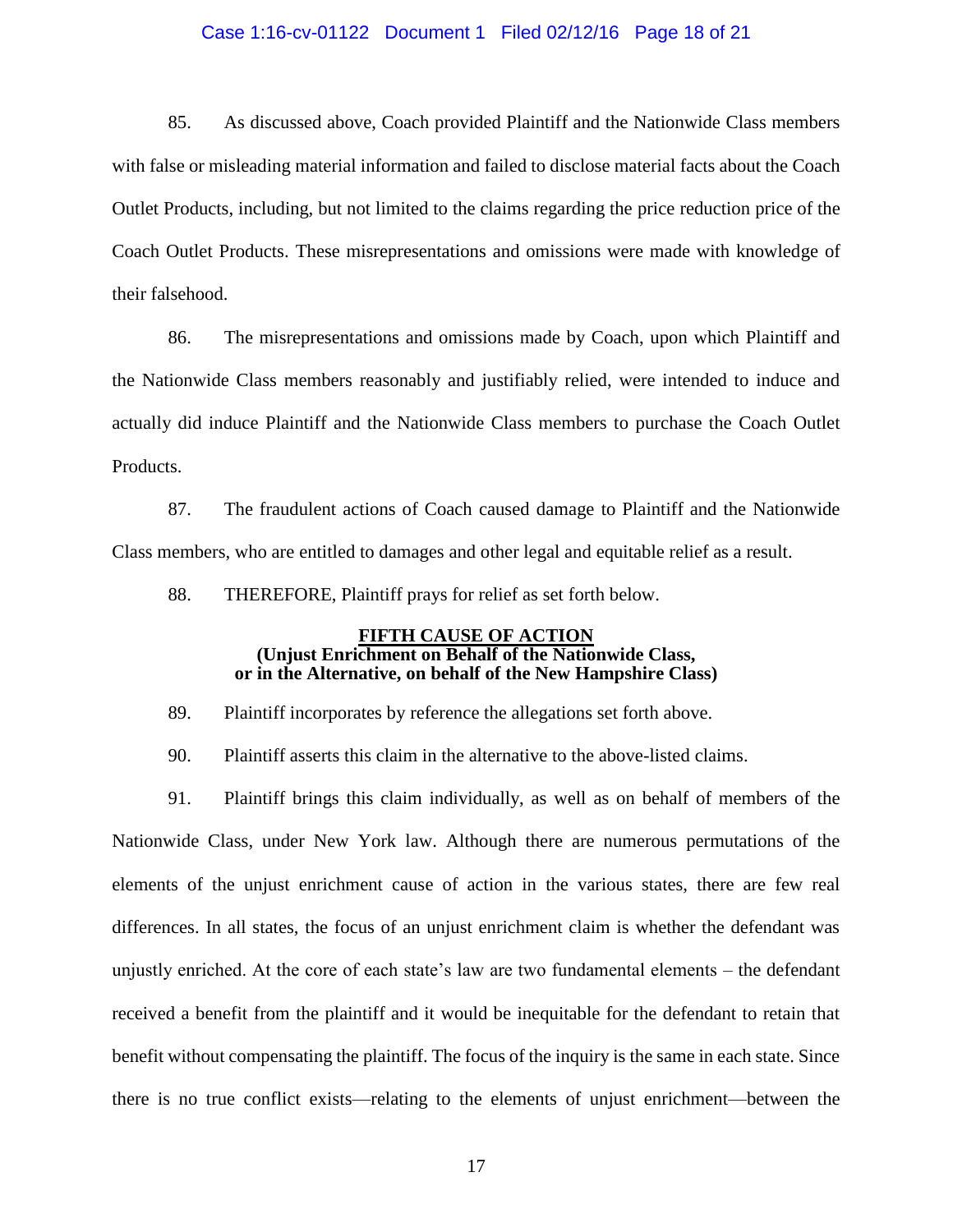85. As discussed above, Coach provided Plaintiff and the Nationwide Class members with false or misleading material information and failed to disclose material facts about the Coach Outlet Products, including, but not limited to the claims regarding the price reduction price of the Coach Outlet Products. These misrepresentations and omissions were made with knowledge of their falsehood.

86. The misrepresentations and omissions made by Coach, upon which Plaintiff and the Nationwide Class members reasonably and justifiably relied, were intended to induce and actually did induce Plaintiff and the Nationwide Class members to purchase the Coach Outlet Products.

87. The fraudulent actions of Coach caused damage to Plaintiff and the Nationwide Class members, who are entitled to damages and other legal and equitable relief as a result.

88. THEREFORE, Plaintiff prays for relief as set forth below.

**FIFTH CAUSE OF ACTION**
**(Unjust Enrichment on Behalf of the Nationwide Class, or in the Alternative, on behalf of the New Hampshire Class)**

89. Plaintiff incorporates by reference the allegations set forth above.

90. Plaintiff asserts this claim in the alternative to the above-listed claims.

91. Plaintiff brings this claim individually, as well as on behalf of members of the Nationwide Class, under New York law. Although there are numerous permutations of the elements of the unjust enrichment cause of action in the various states, there are few real differences. In all states, the focus of an unjust enrichment claim is whether the defendant was unjustly enriched. At the core of each state's law are two fundamental elements – the defendant received a benefit from the plaintiff and it would be inequitable for the defendant to retain that benefit without compensating the plaintiff. The focus of the inquiry is the same in each state. Since there is no true conflict exists—relating to the elements of unjust enrichment—between the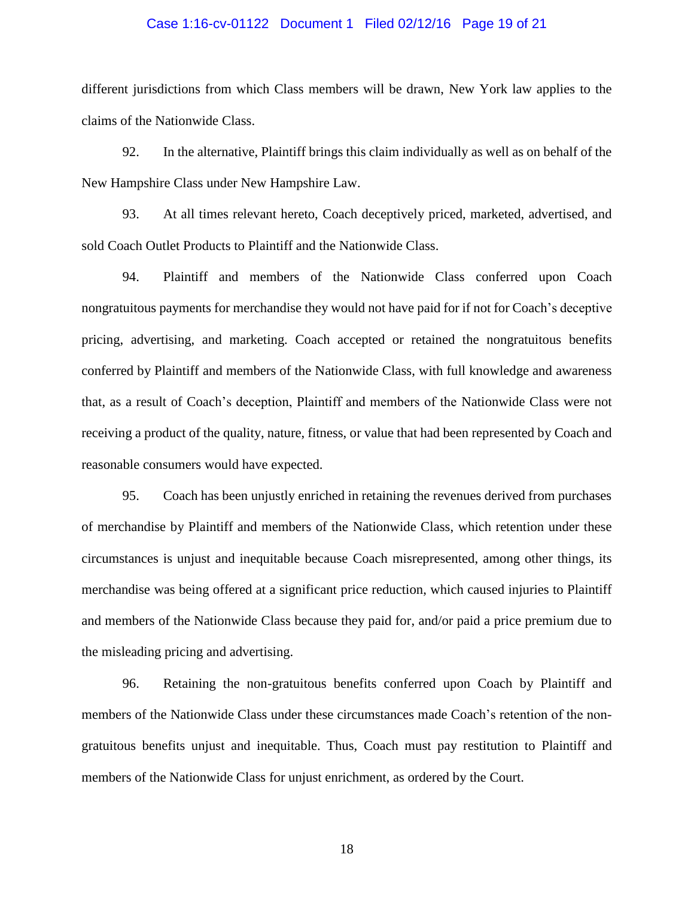different jurisdictions from which Class members will be drawn, New York law applies to the claims of the Nationwide Class.

92. In the alternative, Plaintiff brings this claim individually as well as on behalf of the New Hampshire Class under New Hampshire Law.

93. At all times relevant hereto, Coach deceptively priced, marketed, advertised, and sold Coach Outlet Products to Plaintiff and the Nationwide Class.

94. Plaintiff and members of the Nationwide Class conferred upon Coach nongratuitous payments for merchandise they would not have paid for if not for Coach's deceptive pricing, advertising, and marketing. Coach accepted or retained the nongratuitous benefits conferred by Plaintiff and members of the Nationwide Class, with full knowledge and awareness that, as a result of Coach's deception, Plaintiff and members of the Nationwide Class were not receiving a product of the quality, nature, fitness, or value that had been represented by Coach and reasonable consumers would have expected.

95. Coach has been unjustly enriched in retaining the revenues derived from purchases of merchandise by Plaintiff and members of the Nationwide Class, which retention under these circumstances is unjust and inequitable because Coach misrepresented, among other things, its merchandise was being offered at a significant price reduction, which caused injuries to Plaintiff and members of the Nationwide Class because they paid for, and/or paid a price premium due to the misleading pricing and advertising.

96. Retaining the non-gratuitous benefits conferred upon Coach by Plaintiff and members of the Nationwide Class under these circumstances made Coach's retention of the non-gratuitous benefits unjust and inequitable. Thus, Coach must pay restitution to Plaintiff and members of the Nationwide Class for unjust enrichment, as ordered by the Court.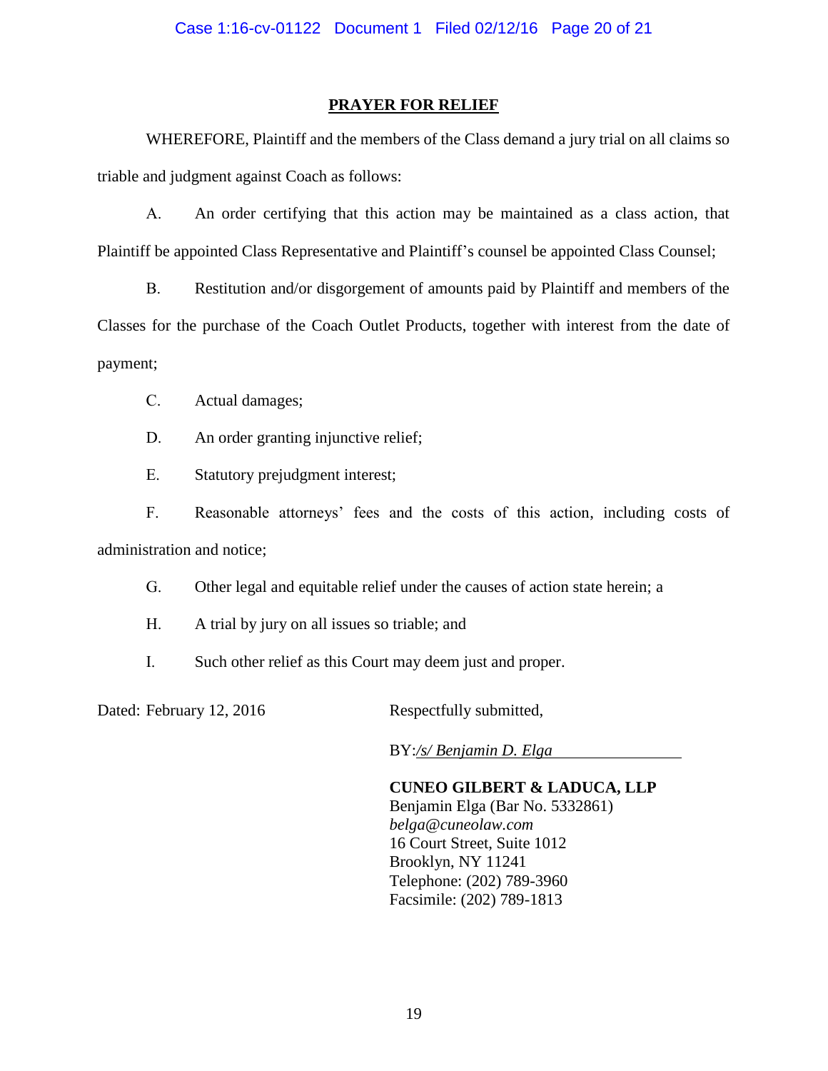## PRAYER FOR RELIEF

WHEREFORE, Plaintiff and the members of the Class demand a jury trial on all claims so triable and judgment against Coach as follows:

A. An order certifying that this action may be maintained as a class action, that Plaintiff be appointed Class Representative and Plaintiff's counsel be appointed Class Counsel;

B. Restitution and/or disgorgement of amounts paid by Plaintiff and members of the Classes for the purchase of the Coach Outlet Products, together with interest from the date of payment;

C. Actual damages;

D. An order granting injunctive relief;

E. Statutory prejudgment interest;

F. Reasonable attorneys' fees and the costs of this action, including costs of administration and notice;

G. Other legal and equitable relief under the causes of action state herein; a

H. A trial by jury on all issues so triable; and

I. Such other relief as this Court may deem just and proper.

Dated: February 12, 2016

Respectfully submitted,

BY: */s/ Benjamin D. Elga*

**CUNEO GILBERT & LADUCA, LLP**
Benjamin Elga (Bar No. 5332861)
*belga@cuneolaw.com*
16 Court Street, Suite 1012
Brooklyn, NY 11241
Telephone: (202) 789-3960
Facsimile: (202) 789-1813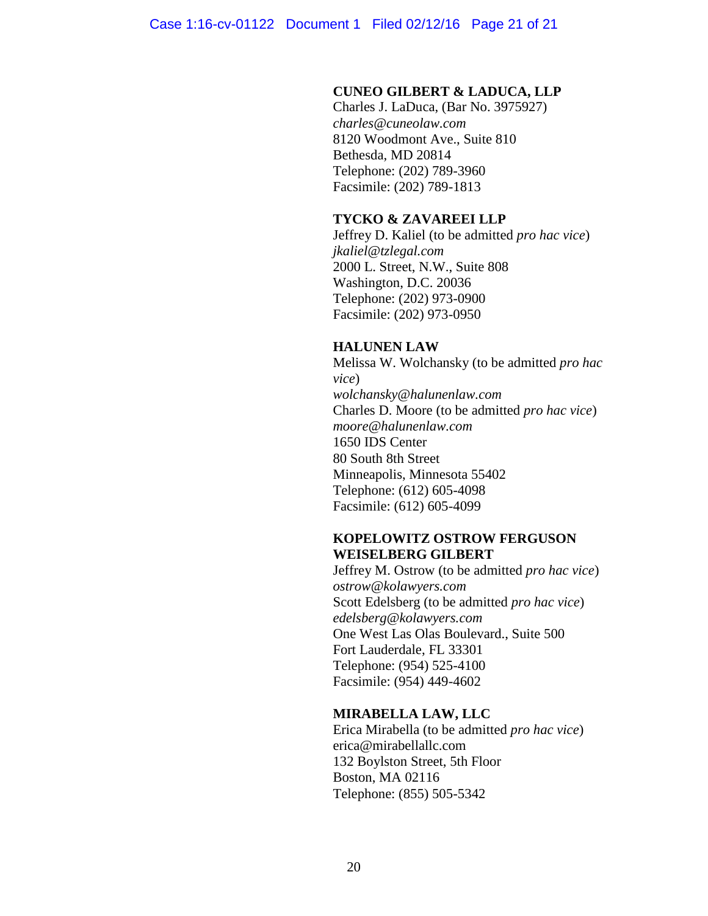**CUNEO GILBERT & LADUCA, LLP**
Charles J. LaDuca, (Bar No. 3975927)
*charles@cuneolaw.com*
8120 Woodmont Ave., Suite 810
Bethesda, MD 20814
Telephone: (202) 789-3960
Facsimile: (202) 789-1813

**TYCKO & ZAVAREEI LLP**
Jeffrey D. Kaliel (to be admitted *pro hac vice*)
*jkaliel@tzlegal.com*
2000 L. Street, N.W., Suite 808
Washington, D.C. 20036
Telephone: (202) 973-0900
Facsimile: (202) 973-0950

**HALUNEN LAW**
Melissa W. Wolchansky (to be admitted *pro hac vice*)
*wolchansky@halunenlaw.com*
Charles D. Moore (to be admitted *pro hac vice*)
*moore@halunenlaw.com*
1650 IDS Center
80 South 8th Street
Minneapolis, Minnesota 55402
Telephone: (612) 605-4098
Facsimile: (612) 605-4099

**KOPELOWITZ OSTROW FERGUSON WEISELBERG GILBERT**
Jeffrey M. Ostrow (to be admitted *pro hac vice*)
*ostrow@kolawyers.com*
Scott Edelsberg (to be admitted *pro hac vice*)
*edelsberg@kolawyers.com*
One West Las Olas Boulevard., Suite 500
Fort Lauderdale, FL 33301
Telephone: (954) 525-4100
Facsimile: (954) 449-4602

**MIRABELLA LAW, LLC**
Erica Mirabella (to be admitted *pro hac vice*)
erica@mirabellallc.com
132 Boylston Street, 5th Floor
Boston, MA 02116
Telephone: (855) 505-5342